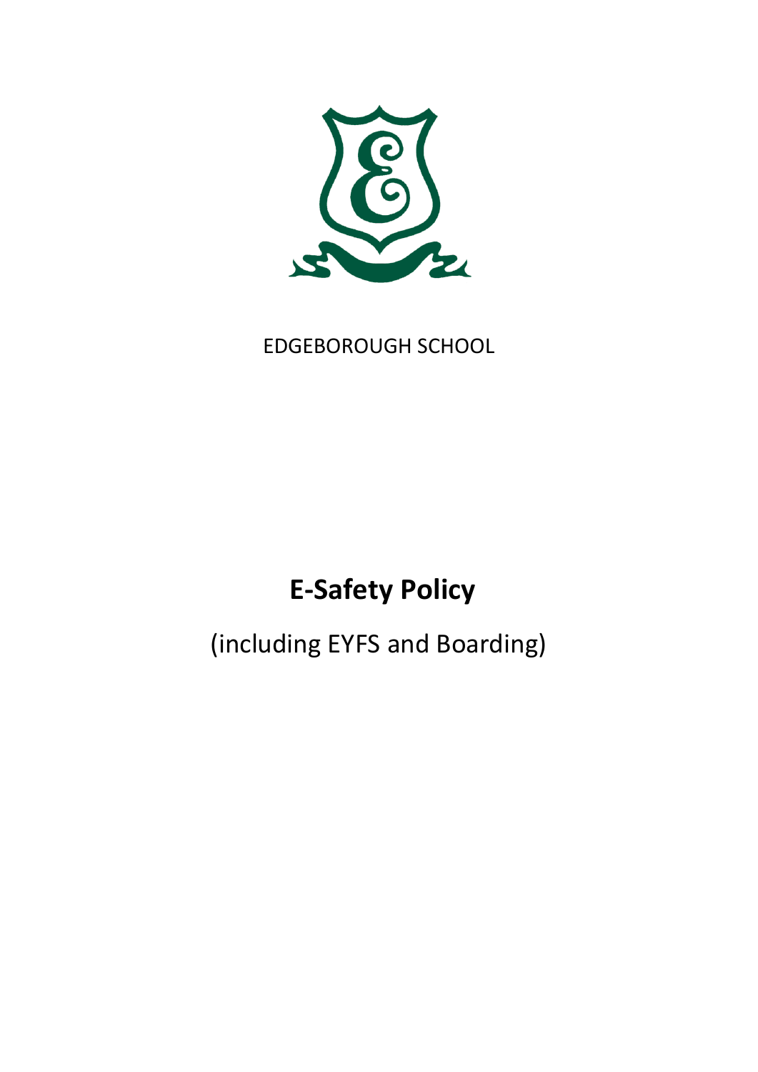EDGEBOROUGH SCHOOL

# E-Safety Policy

(including EYFS and Boarding)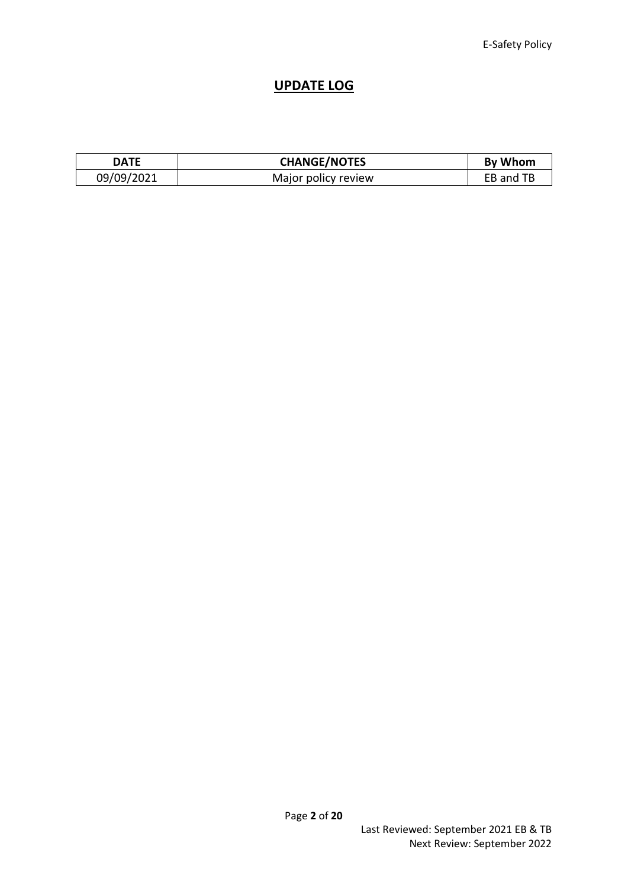## UPDATE LOG

| DATE | CHANGE/NOTES | By Whom |
| --- | --- | --- |
| 09/09/2021 | Major policy review | EB and TB |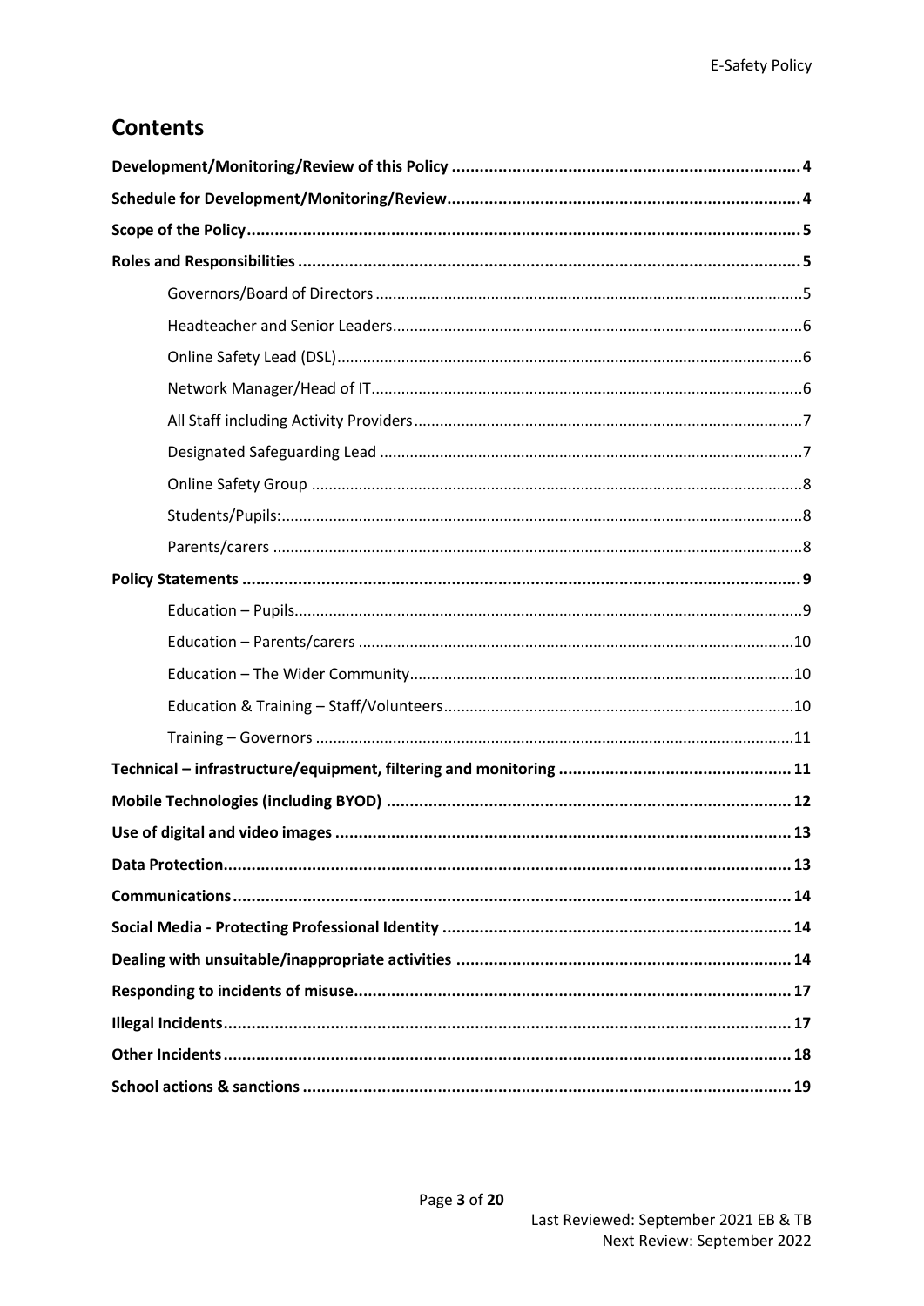# Contents

**Development/Monitoring/Review of this Policy** ..... **4**

**Schedule for Development/Monitoring/Review** ..... **4**

**Scope of the Policy** ..... **5**

**Roles and Responsibilities** ..... **5**

- Governors/Board of Directors ..... 5
- Headteacher and Senior Leaders ..... 6
- Online Safety Lead (DSL) ..... 6
- Network Manager/Head of IT ..... 6
- All Staff including Activity Providers ..... 7
- Designated Safeguarding Lead ..... 7
- Online Safety Group ..... 8
- Students/Pupils: ..... 8
- Parents/carers ..... 8

**Policy Statements** ..... **9**

- Education – Pupils ..... 9
- Education – Parents/carers ..... 10
- Education – The Wider Community ..... 10
- Education & Training – Staff/Volunteers ..... 10
- Training – Governors ..... 11

**Technical – infrastructure/equipment, filtering and monitoring** ..... **11**

**Mobile Technologies (including BYOD)** ..... **12**

**Use of digital and video images** ..... **13**

**Data Protection** ..... **13**

**Communications** ..... **14**

**Social Media - Protecting Professional Identity** ..... **14**

**Dealing with unsuitable/inappropriate activities** ..... **14**

**Responding to incidents of misuse** ..... **17**

**Illegal Incidents** ..... **17**

**Other Incidents** ..... **18**

**School actions & sanctions** ..... **19**

Last Reviewed: September 2021 EB & TB
Next Review: September 2022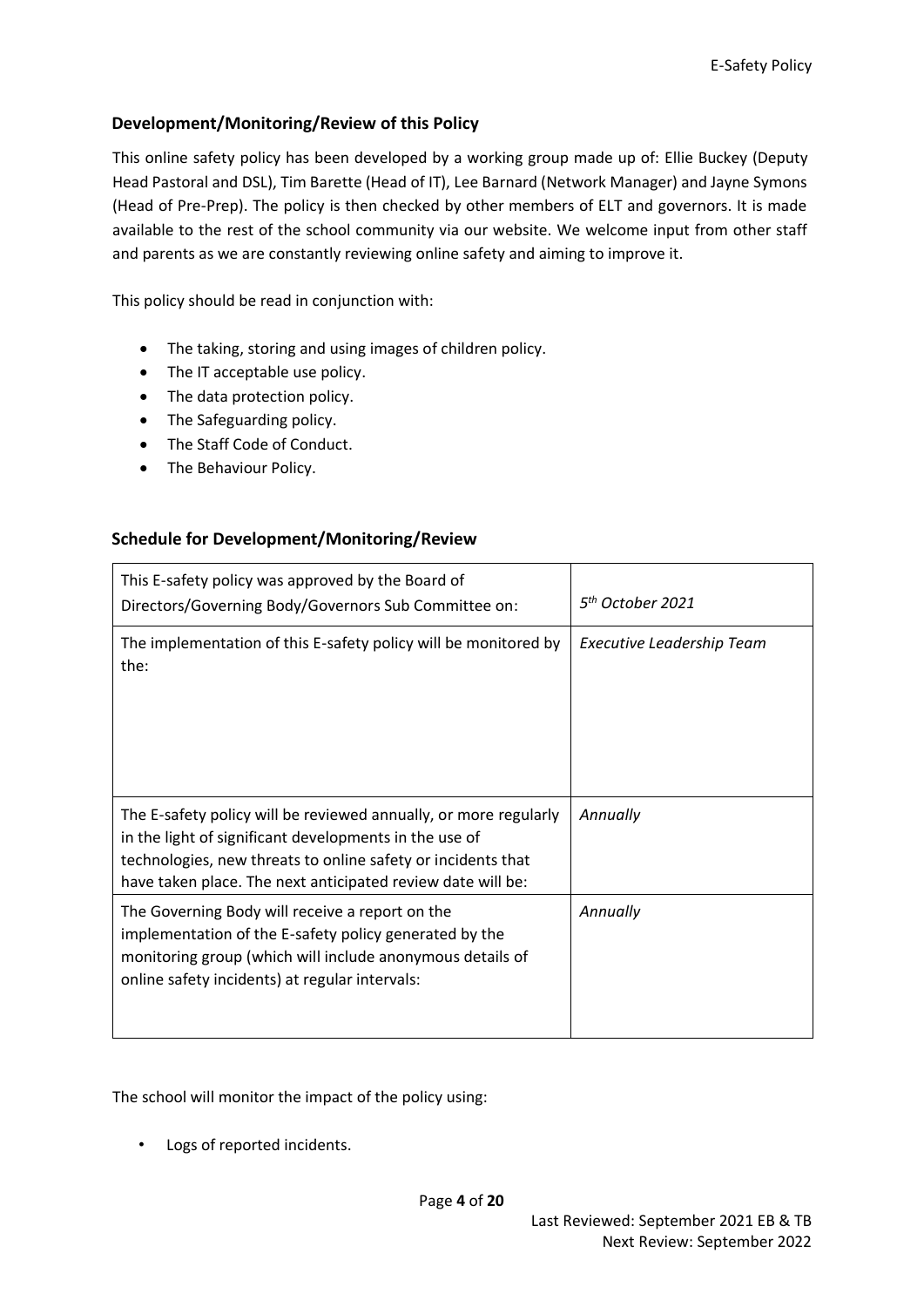## Development/Monitoring/Review of this Policy

This online safety policy has been developed by a working group made up of: Ellie Buckey (Deputy Head Pastoral and DSL), Tim Barette (Head of IT), Lee Barnard (Network Manager) and Jayne Symons (Head of Pre-Prep). The policy is then checked by other members of ELT and governors. It is made available to the rest of the school community via our website. We welcome input from other staff and parents as we are constantly reviewing online safety and aiming to improve it.

This policy should be read in conjunction with:

- The taking, storing and using images of children policy.
- The IT acceptable use policy.
- The data protection policy.
- The Safeguarding policy.
- The Staff Code of Conduct.
- The Behaviour Policy.

## Schedule for Development/Monitoring/Review

| | |
|---|---|
| This E-safety policy was approved by the Board of Directors/Governing Body/Governors Sub Committee on: | *5th October 2021* |
| The implementation of this E-safety policy will be monitored by the: | *Executive Leadership Team* |
| The E-safety policy will be reviewed annually, or more regularly in the light of significant developments in the use of technologies, new threats to online safety or incidents that have taken place. The next anticipated review date will be: | *Annually* |
| The Governing Body will receive a report on the implementation of the E-safety policy generated by the monitoring group (which will include anonymous details of online safety incidents) at regular intervals: | *Annually* |

The school will monitor the impact of the policy using:

- Logs of reported incidents.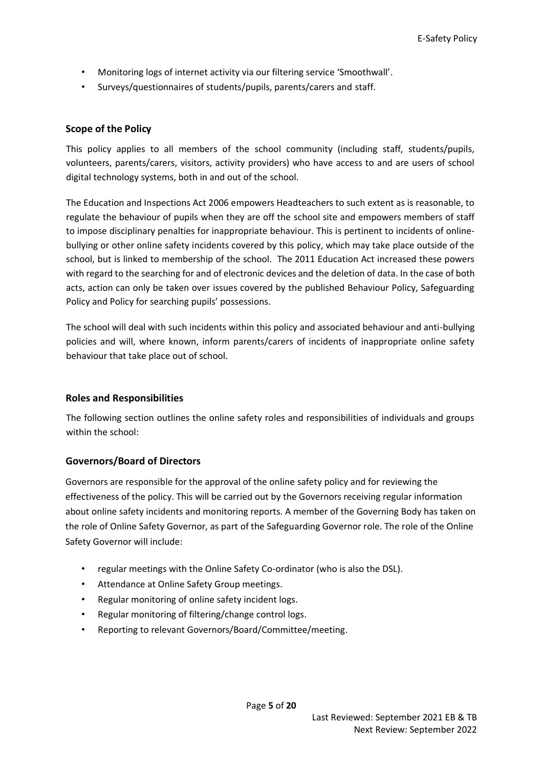- Monitoring logs of internet activity via our filtering service 'Smoothwall'.
- Surveys/questionnaires of students/pupils, parents/carers and staff.

## Scope of the Policy

This policy applies to all members of the school community (including staff, students/pupils, volunteers, parents/carers, visitors, activity providers) who have access to and are users of school digital technology systems, both in and out of the school.

The Education and Inspections Act 2006 empowers Headteachers to such extent as is reasonable, to regulate the behaviour of pupils when they are off the school site and empowers members of staff to impose disciplinary penalties for inappropriate behaviour. This is pertinent to incidents of online-bullying or other online safety incidents covered by this policy, which may take place outside of the school, but is linked to membership of the school. The 2011 Education Act increased these powers with regard to the searching for and of electronic devices and the deletion of data. In the case of both acts, action can only be taken over issues covered by the published Behaviour Policy, Safeguarding Policy and Policy for searching pupils' possessions.

The school will deal with such incidents within this policy and associated behaviour and anti-bullying policies and will, where known, inform parents/carers of incidents of inappropriate online safety behaviour that take place out of school.

## Roles and Responsibilities

The following section outlines the online safety roles and responsibilities of individuals and groups within the school:

## Governors/Board of Directors

Governors are responsible for the approval of the online safety policy and for reviewing the effectiveness of the policy. This will be carried out by the Governors receiving regular information about online safety incidents and monitoring reports. A member of the Governing Body has taken on the role of Online Safety Governor, as part of the Safeguarding Governor role. The role of the Online Safety Governor will include:

- regular meetings with the Online Safety Co-ordinator (who is also the DSL).
- Attendance at Online Safety Group meetings.
- Regular monitoring of online safety incident logs.
- Regular monitoring of filtering/change control logs.
- Reporting to relevant Governors/Board/Committee/meeting.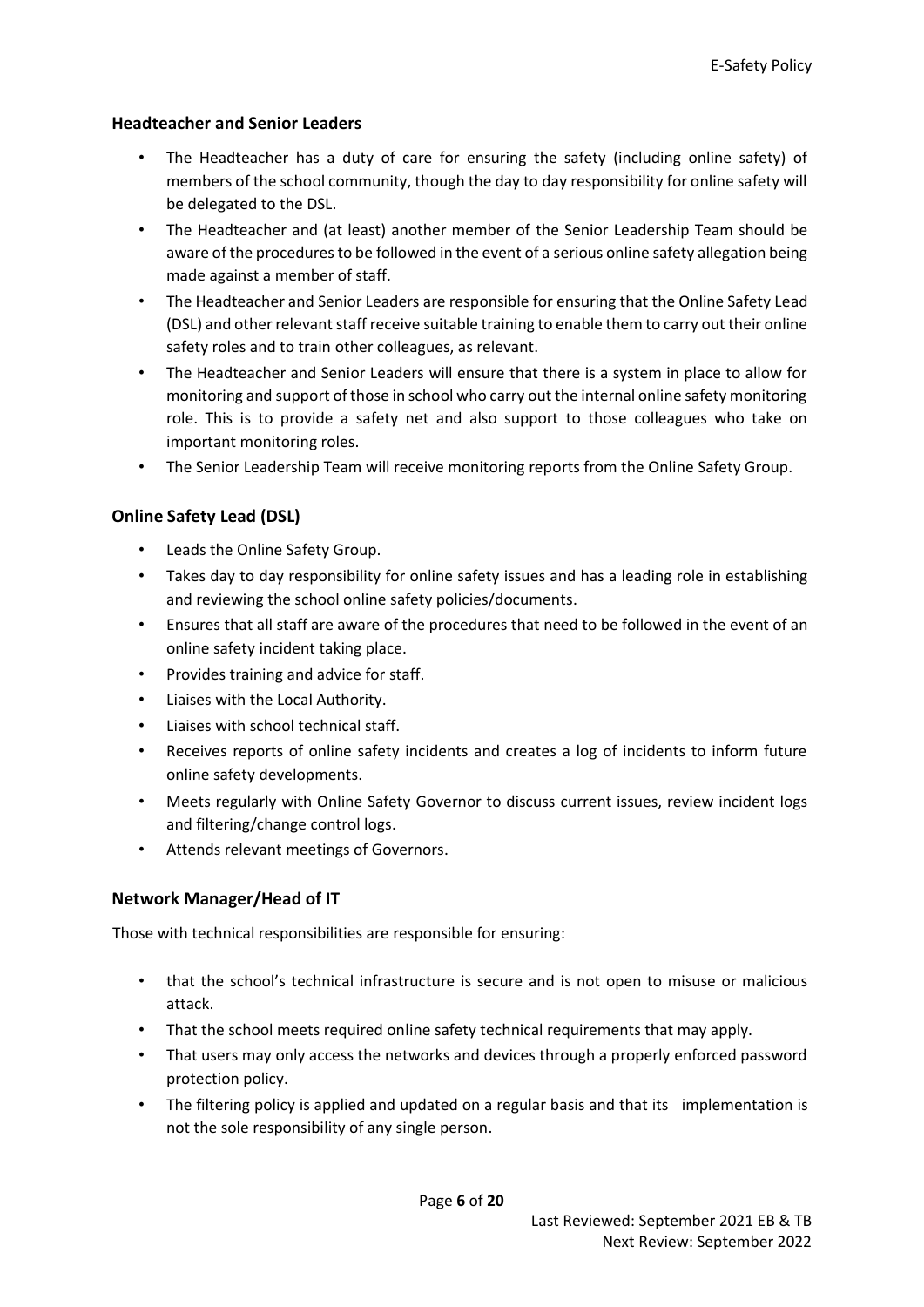## Headteacher and Senior Leaders

- The Headteacher has a duty of care for ensuring the safety (including online safety) of members of the school community, though the day to day responsibility for online safety will be delegated to the DSL.
- The Headteacher and (at least) another member of the Senior Leadership Team should be aware of the procedures to be followed in the event of a serious online safety allegation being made against a member of staff.
- The Headteacher and Senior Leaders are responsible for ensuring that the Online Safety Lead (DSL) and other relevant staff receive suitable training to enable them to carry out their online safety roles and to train other colleagues, as relevant.
- The Headteacher and Senior Leaders will ensure that there is a system in place to allow for monitoring and support of those in school who carry out the internal online safety monitoring role. This is to provide a safety net and also support to those colleagues who take on important monitoring roles.
- The Senior Leadership Team will receive monitoring reports from the Online Safety Group.

## Online Safety Lead (DSL)

- Leads the Online Safety Group.
- Takes day to day responsibility for online safety issues and has a leading role in establishing and reviewing the school online safety policies/documents.
- Ensures that all staff are aware of the procedures that need to be followed in the event of an online safety incident taking place.
- Provides training and advice for staff.
- Liaises with the Local Authority.
- Liaises with school technical staff.
- Receives reports of online safety incidents and creates a log of incidents to inform future online safety developments.
- Meets regularly with Online Safety Governor to discuss current issues, review incident logs and filtering/change control logs.
- Attends relevant meetings of Governors.

## Network Manager/Head of IT

Those with technical responsibilities are responsible for ensuring:

- that the school's technical infrastructure is secure and is not open to misuse or malicious attack.
- That the school meets required online safety technical requirements that may apply.
- That users may only access the networks and devices through a properly enforced password protection policy.
- The filtering policy is applied and updated on a regular basis and that its implementation is not the sole responsibility of any single person.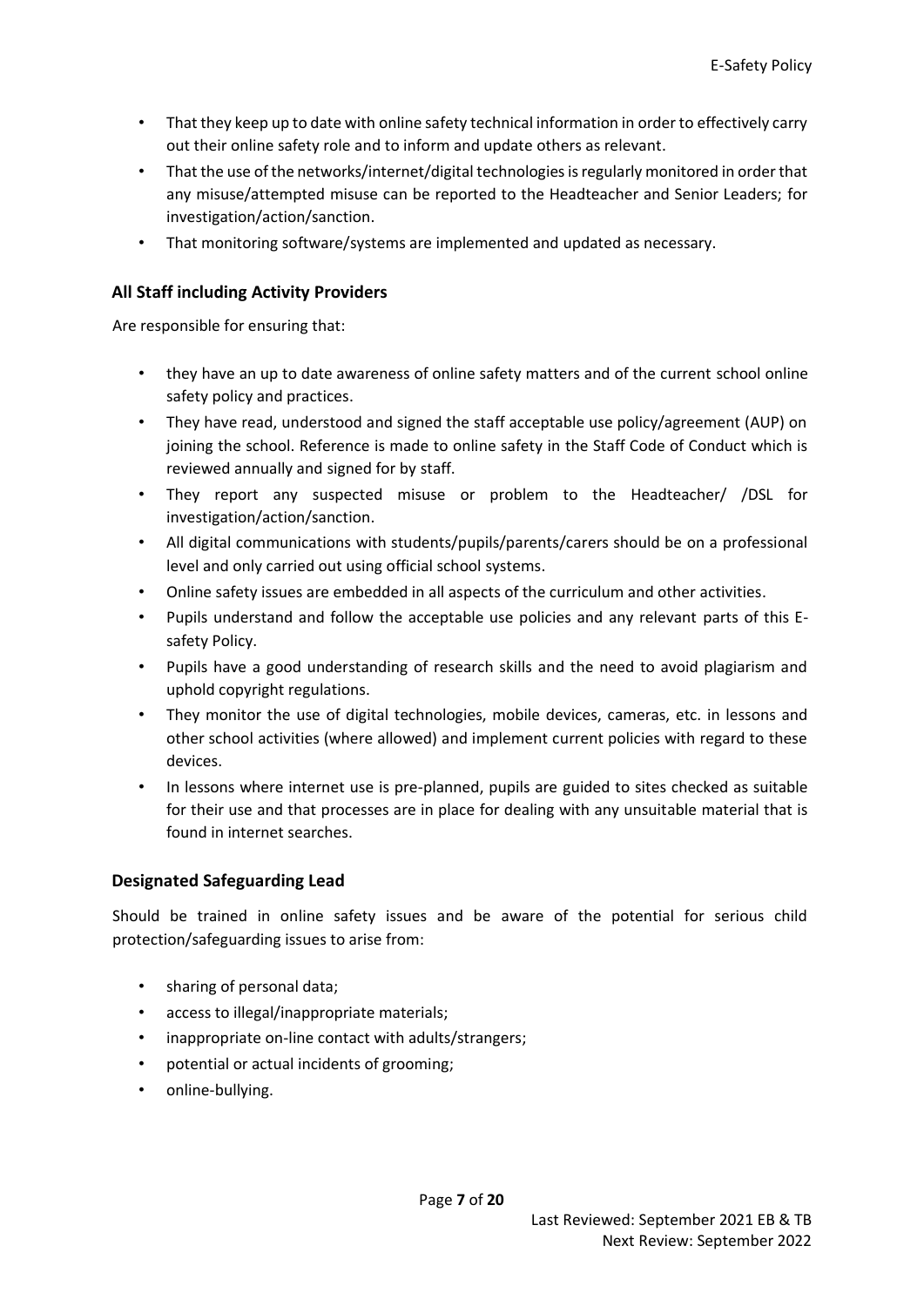- That they keep up to date with online safety technical information in order to effectively carry out their online safety role and to inform and update others as relevant.
- That the use of the networks/internet/digital technologies is regularly monitored in order that any misuse/attempted misuse can be reported to the Headteacher and Senior Leaders; for investigation/action/sanction.
- That monitoring software/systems are implemented and updated as necessary.

### All Staff including Activity Providers

Are responsible for ensuring that:

- they have an up to date awareness of online safety matters and of the current school online safety policy and practices.
- They have read, understood and signed the staff acceptable use policy/agreement (AUP) on joining the school. Reference is made to online safety in the Staff Code of Conduct which is reviewed annually and signed for by staff.
- They report any suspected misuse or problem to the Headteacher/ /DSL for investigation/action/sanction.
- All digital communications with students/pupils/parents/carers should be on a professional level and only carried out using official school systems.
- Online safety issues are embedded in all aspects of the curriculum and other activities.
- Pupils understand and follow the acceptable use policies and any relevant parts of this E-safety Policy.
- Pupils have a good understanding of research skills and the need to avoid plagiarism and uphold copyright regulations.
- They monitor the use of digital technologies, mobile devices, cameras, etc. in lessons and other school activities (where allowed) and implement current policies with regard to these devices.
- In lessons where internet use is pre-planned, pupils are guided to sites checked as suitable for their use and that processes are in place for dealing with any unsuitable material that is found in internet searches.

### Designated Safeguarding Lead

Should be trained in online safety issues and be aware of the potential for serious child protection/safeguarding issues to arise from:

- sharing of personal data;
- access to illegal/inappropriate materials;
- inappropriate on-line contact with adults/strangers;
- potential or actual incidents of grooming;
- online-bullying.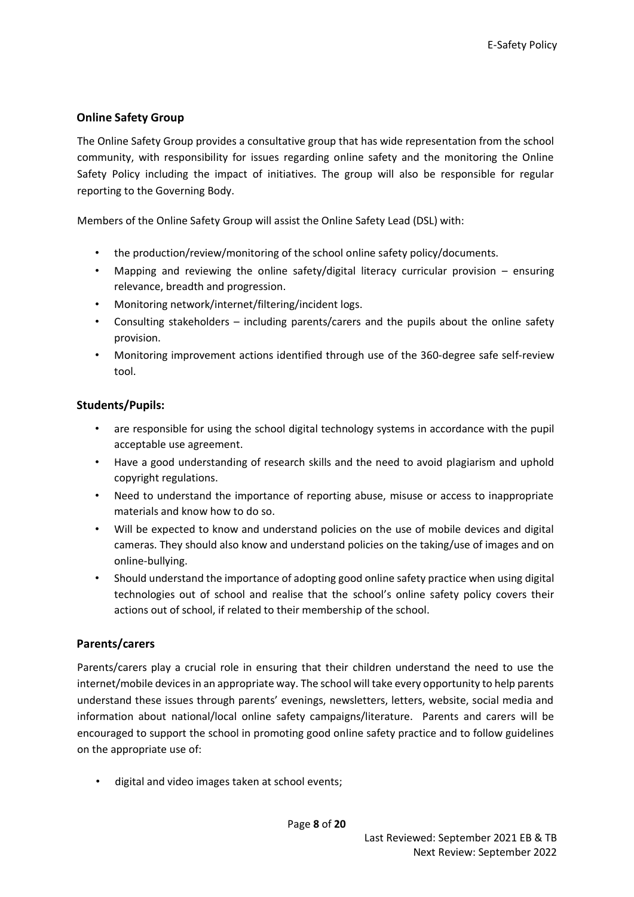### Online Safety Group

The Online Safety Group provides a consultative group that has wide representation from the school community, with responsibility for issues regarding online safety and the monitoring the Online Safety Policy including the impact of initiatives. The group will also be responsible for regular reporting to the Governing Body.

Members of the Online Safety Group will assist the Online Safety Lead (DSL) with:

- the production/review/monitoring of the school online safety policy/documents.
- Mapping and reviewing the online safety/digital literacy curricular provision – ensuring relevance, breadth and progression.
- Monitoring network/internet/filtering/incident logs.
- Consulting stakeholders – including parents/carers and the pupils about the online safety provision.
- Monitoring improvement actions identified through use of the 360-degree safe self-review tool.

### Students/Pupils:

- are responsible for using the school digital technology systems in accordance with the pupil acceptable use agreement.
- Have a good understanding of research skills and the need to avoid plagiarism and uphold copyright regulations.
- Need to understand the importance of reporting abuse, misuse or access to inappropriate materials and know how to do so.
- Will be expected to know and understand policies on the use of mobile devices and digital cameras. They should also know and understand policies on the taking/use of images and on online-bullying.
- Should understand the importance of adopting good online safety practice when using digital technologies out of school and realise that the school's online safety policy covers their actions out of school, if related to their membership of the school.

### Parents/carers

Parents/carers play a crucial role in ensuring that their children understand the need to use the internet/mobile devices in an appropriate way. The school will take every opportunity to help parents understand these issues through parents' evenings, newsletters, letters, website, social media and information about national/local online safety campaigns/literature. Parents and carers will be encouraged to support the school in promoting good online safety practice and to follow guidelines on the appropriate use of:

- digital and video images taken at school events;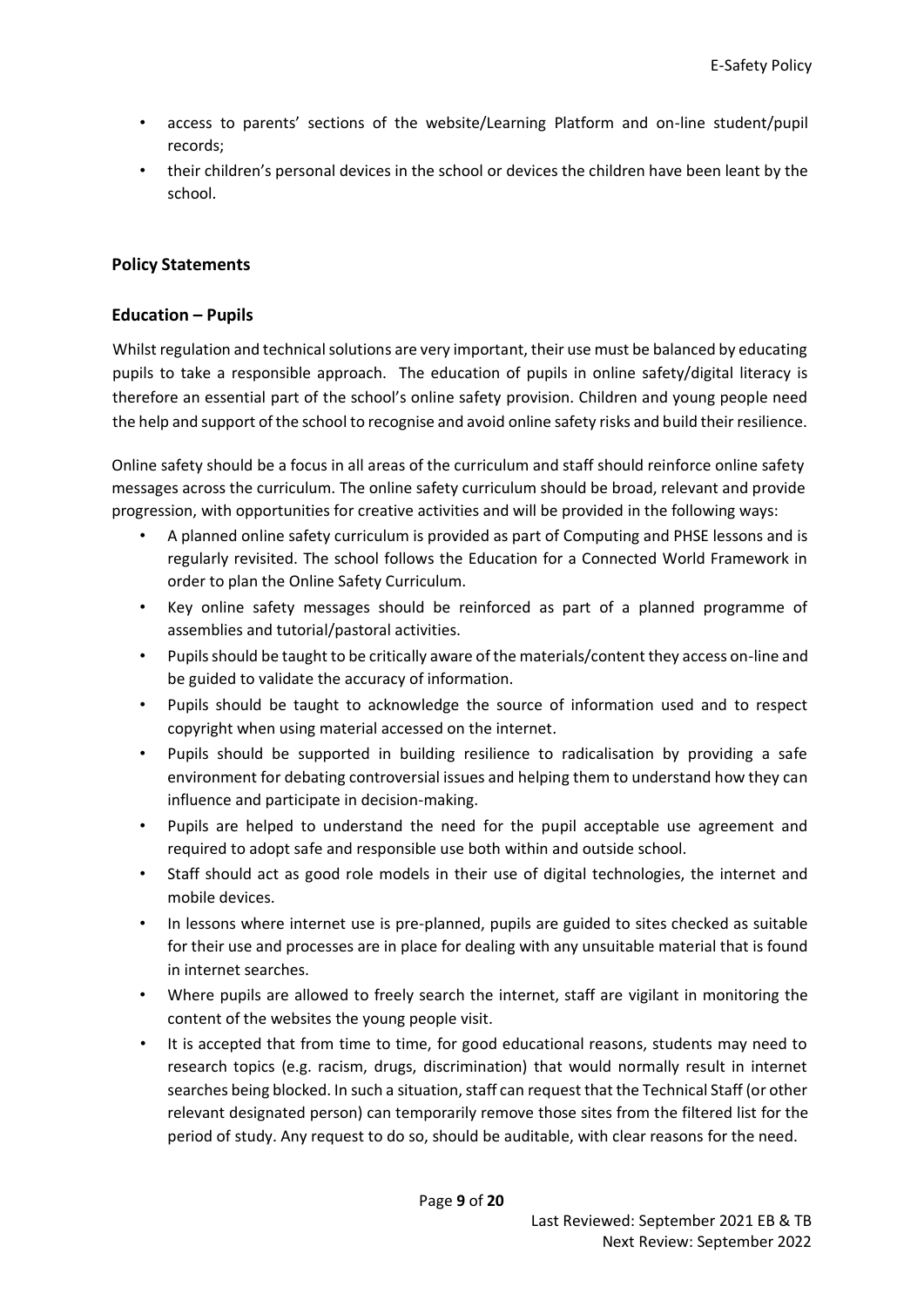- access to parents' sections of the website/Learning Platform and on-line student/pupil records;
- their children's personal devices in the school or devices the children have been leant by the school.

## Policy Statements

### Education – Pupils

Whilst regulation and technical solutions are very important, their use must be balanced by educating pupils to take a responsible approach. The education of pupils in online safety/digital literacy is therefore an essential part of the school's online safety provision. Children and young people need the help and support of the school to recognise and avoid online safety risks and build their resilience.

Online safety should be a focus in all areas of the curriculum and staff should reinforce online safety messages across the curriculum. The online safety curriculum should be broad, relevant and provide progression, with opportunities for creative activities and will be provided in the following ways:

- A planned online safety curriculum is provided as part of Computing and PHSE lessons and is regularly revisited. The school follows the Education for a Connected World Framework in order to plan the Online Safety Curriculum.
- Key online safety messages should be reinforced as part of a planned programme of assemblies and tutorial/pastoral activities.
- Pupils should be taught to be critically aware of the materials/content they access on-line and be guided to validate the accuracy of information.
- Pupils should be taught to acknowledge the source of information used and to respect copyright when using material accessed on the internet.
- Pupils should be supported in building resilience to radicalisation by providing a safe environment for debating controversial issues and helping them to understand how they can influence and participate in decision-making.
- Pupils are helped to understand the need for the pupil acceptable use agreement and required to adopt safe and responsible use both within and outside school.
- Staff should act as good role models in their use of digital technologies, the internet and mobile devices.
- In lessons where internet use is pre-planned, pupils are guided to sites checked as suitable for their use and processes are in place for dealing with any unsuitable material that is found in internet searches.
- Where pupils are allowed to freely search the internet, staff are vigilant in monitoring the content of the websites the young people visit.
- It is accepted that from time to time, for good educational reasons, students may need to research topics (e.g. racism, drugs, discrimination) that would normally result in internet searches being blocked. In such a situation, staff can request that the Technical Staff (or other relevant designated person) can temporarily remove those sites from the filtered list for the period of study. Any request to do so, should be auditable, with clear reasons for the need.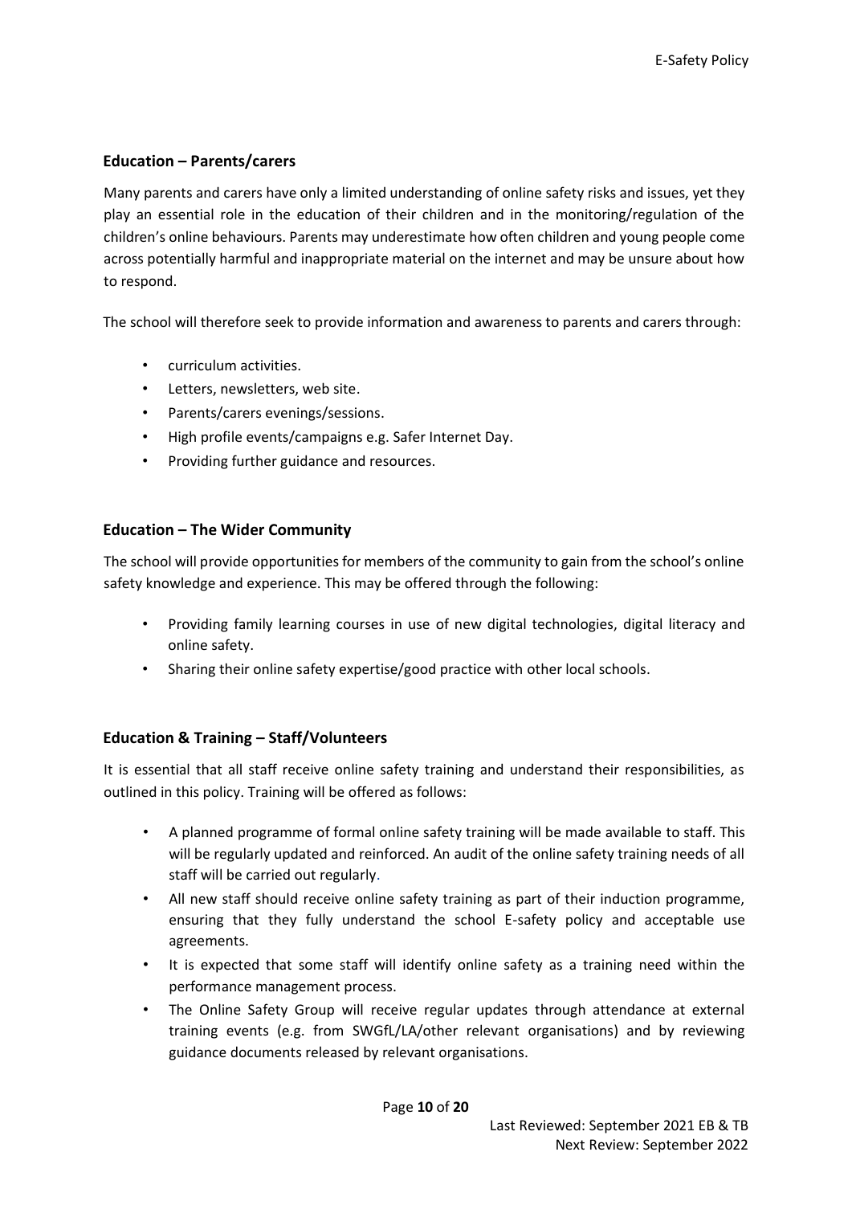## Education – Parents/carers

Many parents and carers have only a limited understanding of online safety risks and issues, yet they play an essential role in the education of their children and in the monitoring/regulation of the children's online behaviours. Parents may underestimate how often children and young people come across potentially harmful and inappropriate material on the internet and may be unsure about how to respond.

The school will therefore seek to provide information and awareness to parents and carers through:

- curriculum activities.
- Letters, newsletters, web site.
- Parents/carers evenings/sessions.
- High profile events/campaigns e.g. Safer Internet Day.
- Providing further guidance and resources.

## Education – The Wider Community

The school will provide opportunities for members of the community to gain from the school's online safety knowledge and experience. This may be offered through the following:

- Providing family learning courses in use of new digital technologies, digital literacy and online safety.
- Sharing their online safety expertise/good practice with other local schools.

## Education & Training – Staff/Volunteers

It is essential that all staff receive online safety training and understand their responsibilities, as outlined in this policy. Training will be offered as follows:

- A planned programme of formal online safety training will be made available to staff. This will be regularly updated and reinforced. An audit of the online safety training needs of all staff will be carried out regularly.
- All new staff should receive online safety training as part of their induction programme, ensuring that they fully understand the school E-safety policy and acceptable use agreements.
- It is expected that some staff will identify online safety as a training need within the performance management process.
- The Online Safety Group will receive regular updates through attendance at external training events (e.g. from SWGfL/LA/other relevant organisations) and by reviewing guidance documents released by relevant organisations.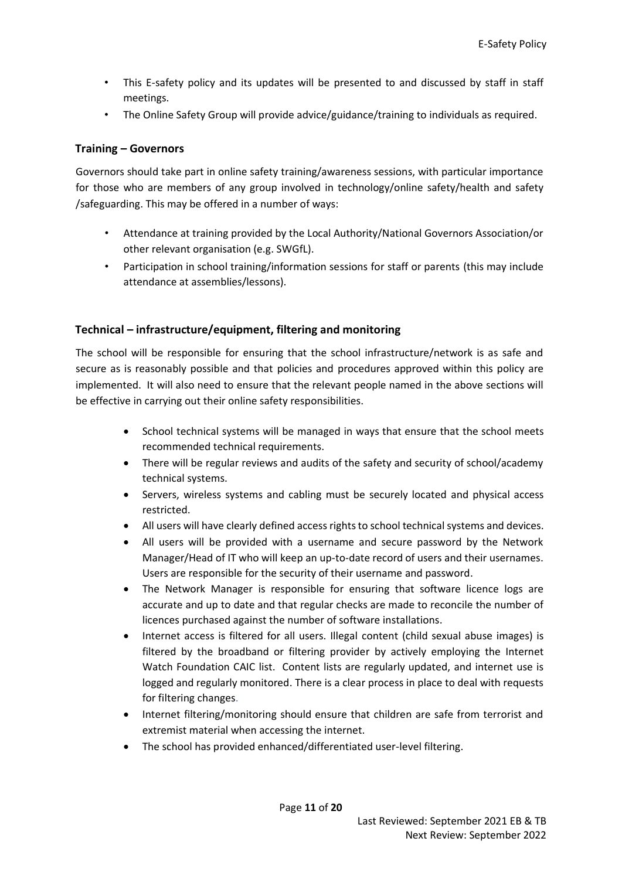- This E-safety policy and its updates will be presented to and discussed by staff in staff meetings.
- The Online Safety Group will provide advice/guidance/training to individuals as required.

### Training – Governors

Governors should take part in online safety training/awareness sessions, with particular importance for those who are members of any group involved in technology/online safety/health and safety /safeguarding. This may be offered in a number of ways:

- Attendance at training provided by the Local Authority/National Governors Association/or other relevant organisation (e.g. SWGfL).
- Participation in school training/information sessions for staff or parents (this may include attendance at assemblies/lessons).

### Technical – infrastructure/equipment, filtering and monitoring

The school will be responsible for ensuring that the school infrastructure/network is as safe and secure as is reasonably possible and that policies and procedures approved within this policy are implemented. It will also need to ensure that the relevant people named in the above sections will be effective in carrying out their online safety responsibilities.

- School technical systems will be managed in ways that ensure that the school meets recommended technical requirements.
- There will be regular reviews and audits of the safety and security of school/academy technical systems.
- Servers, wireless systems and cabling must be securely located and physical access restricted.
- All users will have clearly defined access rights to school technical systems and devices.
- All users will be provided with a username and secure password by the Network Manager/Head of IT who will keep an up-to-date record of users and their usernames. Users are responsible for the security of their username and password.
- The Network Manager is responsible for ensuring that software licence logs are accurate and up to date and that regular checks are made to reconcile the number of licences purchased against the number of software installations.
- Internet access is filtered for all users. Illegal content (child sexual abuse images) is filtered by the broadband or filtering provider by actively employing the Internet Watch Foundation CAIC list. Content lists are regularly updated, and internet use is logged and regularly monitored. There is a clear process in place to deal with requests for filtering changes.
- Internet filtering/monitoring should ensure that children are safe from terrorist and extremist material when accessing the internet.
- The school has provided enhanced/differentiated user-level filtering.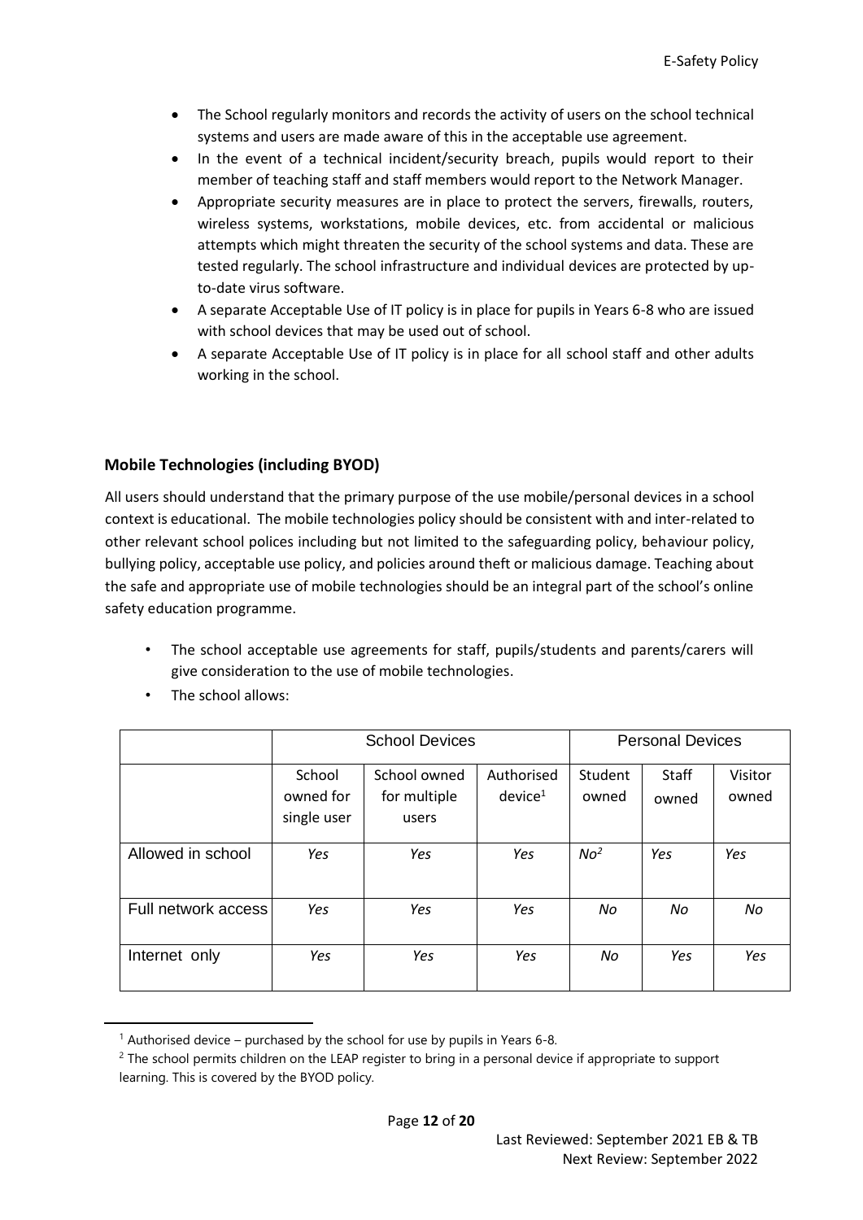- The School regularly monitors and records the activity of users on the school technical systems and users are made aware of this in the acceptable use agreement.
- In the event of a technical incident/security breach, pupils would report to their member of teaching staff and staff members would report to the Network Manager.
- Appropriate security measures are in place to protect the servers, firewalls, routers, wireless systems, workstations, mobile devices, etc. from accidental or malicious attempts which might threaten the security of the school systems and data. These are tested regularly. The school infrastructure and individual devices are protected by up-to-date virus software.
- A separate Acceptable Use of IT policy is in place for pupils in Years 6-8 who are issued with school devices that may be used out of school.
- A separate Acceptable Use of IT policy is in place for all school staff and other adults working in the school.

### Mobile Technologies (including BYOD)

All users should understand that the primary purpose of the use mobile/personal devices in a school context is educational. The mobile technologies policy should be consistent with and inter-related to other relevant school polices including but not limited to the safeguarding policy, behaviour policy, bullying policy, acceptable use policy, and policies around theft or malicious damage. Teaching about the safe and appropriate use of mobile technologies should be an integral part of the school's online safety education programme.

- The school acceptable use agreements for staff, pupils/students and parents/carers will give consideration to the use of mobile technologies.
- The school allows:

| | School Devices | | | Personal Devices | | |
|---|---|---|---|---|---|---|
| | School owned for single user | School owned for multiple users | Authorised device[1] | Student owned | Staff owned | Visitor owned |
| Allowed in school | *Yes* | *Yes* | *Yes* | *No*[2] | *Yes* | *Yes* |
| Full network access | *Yes* | *Yes* | *Yes* | *No* | *No* | *No* |
| Internet only | *Yes* | *Yes* | *Yes* | *No* | *Yes* | *Yes* |

[1] Authorised device – purchased by the school for use by pupils in Years 6-8.

[2] The school permits children on the LEAP register to bring in a personal device if appropriate to support learning. This is covered by the BYOD policy.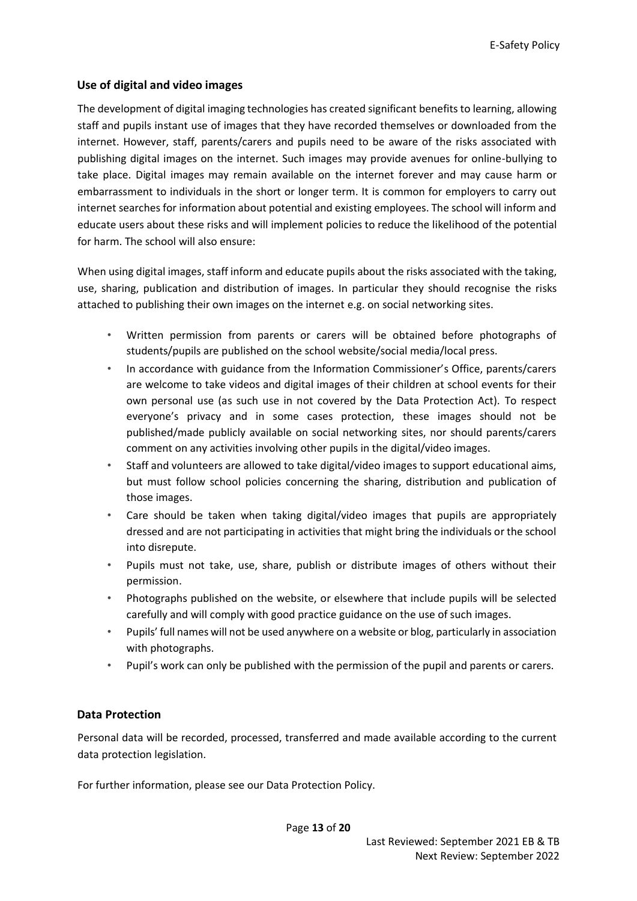## Use of digital and video images

The development of digital imaging technologies has created significant benefits to learning, allowing staff and pupils instant use of images that they have recorded themselves or downloaded from the internet. However, staff, parents/carers and pupils need to be aware of the risks associated with publishing digital images on the internet. Such images may provide avenues for online-bullying to take place. Digital images may remain available on the internet forever and may cause harm or embarrassment to individuals in the short or longer term. It is common for employers to carry out internet searches for information about potential and existing employees. The school will inform and educate users about these risks and will implement policies to reduce the likelihood of the potential for harm. The school will also ensure:

When using digital images, staff inform and educate pupils about the risks associated with the taking, use, sharing, publication and distribution of images. In particular they should recognise the risks attached to publishing their own images on the internet e.g. on social networking sites.

- Written permission from parents or carers will be obtained before photographs of students/pupils are published on the school website/social media/local press.
- In accordance with guidance from the Information Commissioner's Office, parents/carers are welcome to take videos and digital images of their children at school events for their own personal use (as such use in not covered by the Data Protection Act). To respect everyone's privacy and in some cases protection, these images should not be published/made publicly available on social networking sites, nor should parents/carers comment on any activities involving other pupils in the digital/video images.
- Staff and volunteers are allowed to take digital/video images to support educational aims, but must follow school policies concerning the sharing, distribution and publication of those images.
- Care should be taken when taking digital/video images that pupils are appropriately dressed and are not participating in activities that might bring the individuals or the school into disrepute.
- Pupils must not take, use, share, publish or distribute images of others without their permission.
- Photographs published on the website, or elsewhere that include pupils will be selected carefully and will comply with good practice guidance on the use of such images.
- Pupils' full names will not be used anywhere on a website or blog, particularly in association with photographs.
- Pupil's work can only be published with the permission of the pupil and parents or carers.

## Data Protection

Personal data will be recorded, processed, transferred and made available according to the current data protection legislation.

For further information, please see our Data Protection Policy.

Last Reviewed: September 2021 EB & TB
Next Review: September 2022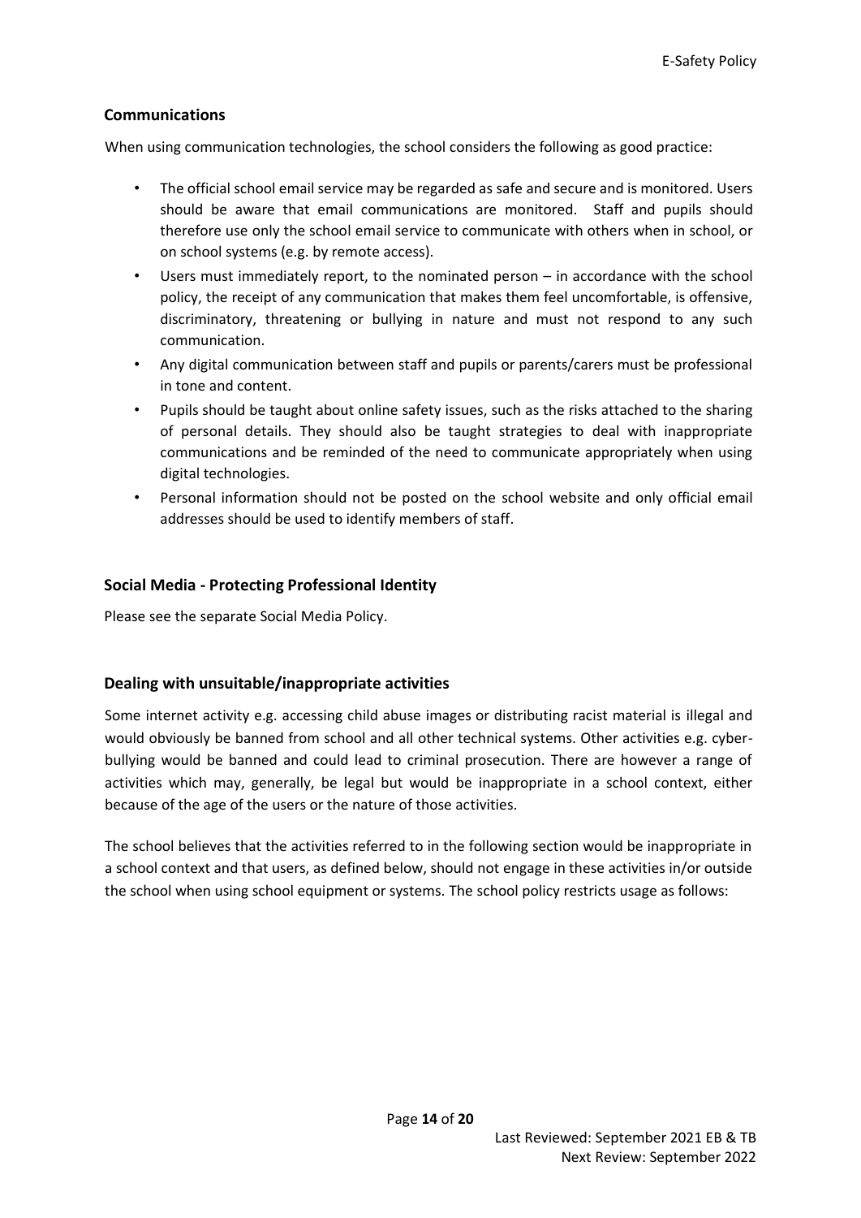## Communications

When using communication technologies, the school considers the following as good practice:

- The official school email service may be regarded as safe and secure and is monitored. Users should be aware that email communications are monitored. Staff and pupils should therefore use only the school email service to communicate with others when in school, or on school systems (e.g. by remote access).
- Users must immediately report, to the nominated person – in accordance with the school policy, the receipt of any communication that makes them feel uncomfortable, is offensive, discriminatory, threatening or bullying in nature and must not respond to any such communication.
- Any digital communication between staff and pupils or parents/carers must be professional in tone and content.
- Pupils should be taught about online safety issues, such as the risks attached to the sharing of personal details. They should also be taught strategies to deal with inappropriate communications and be reminded of the need to communicate appropriately when using digital technologies.
- Personal information should not be posted on the school website and only official email addresses should be used to identify members of staff.

## Social Media - Protecting Professional Identity

Please see the separate Social Media Policy.

## Dealing with unsuitable/inappropriate activities

Some internet activity e.g. accessing child abuse images or distributing racist material is illegal and would obviously be banned from school and all other technical systems. Other activities e.g. cyber-bullying would be banned and could lead to criminal prosecution. There are however a range of activities which may, generally, be legal but would be inappropriate in a school context, either because of the age of the users or the nature of those activities.

The school believes that the activities referred to in the following section would be inappropriate in a school context and that users, as defined below, should not engage in these activities in/or outside the school when using school equipment or systems. The school policy restricts usage as follows: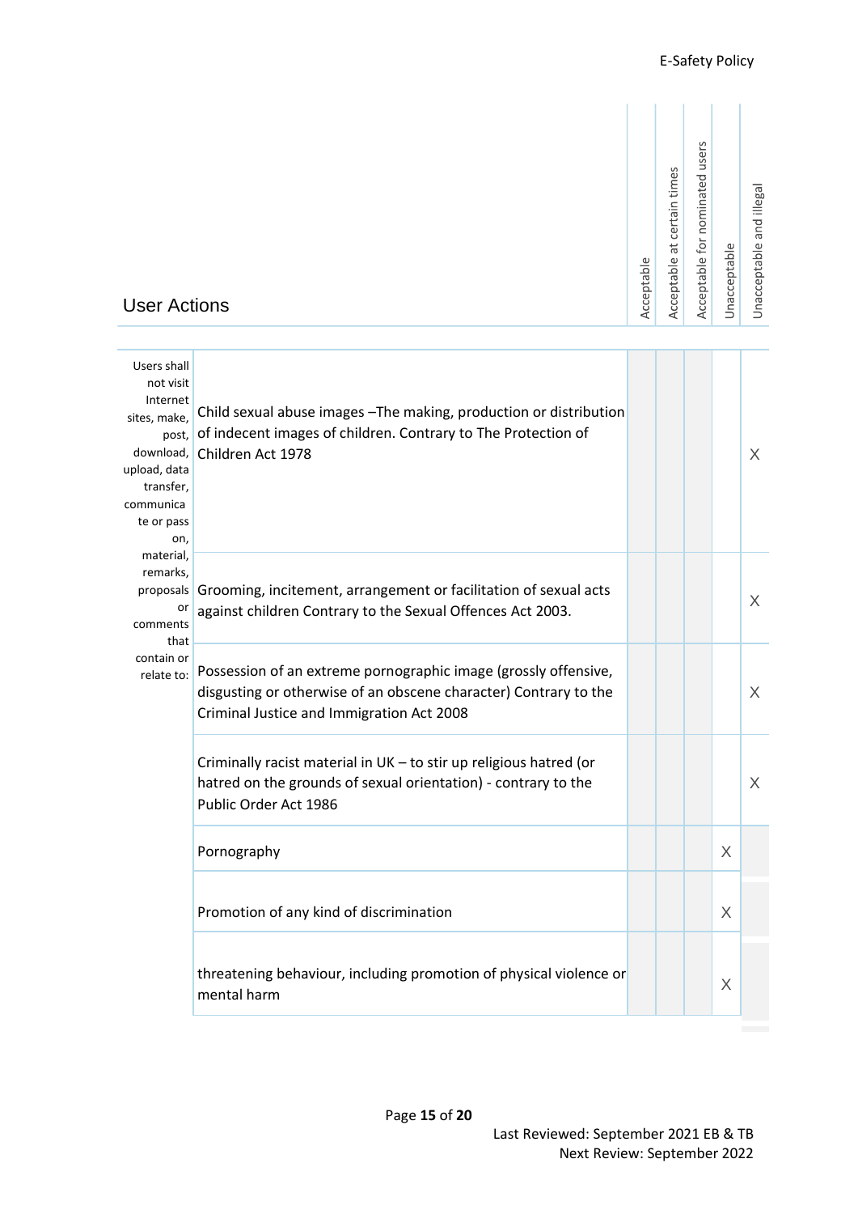| User Actions | | Acceptable | Acceptable at certain times | Acceptable for nominated users | Unacceptable | Unacceptable and illegal |
|---|---|---|---|---|---|---|
| Users shall not visit Internet sites, make, post, download, data upload, data transfer, communicate or pass on, material, remarks, proposals or comments that contain or relate to: | Child sexual abuse images –The making, production or distribution of indecent images of children. Contrary to The Protection of Children Act 1978 | | | | | X |
| | Grooming, incitement, arrangement or facilitation of sexual acts against children Contrary to the Sexual Offences Act 2003. | | | | | X |
| | Possession of an extreme pornographic image (grossly offensive, disgusting or otherwise of an obscene character) Contrary to the Criminal Justice and Immigration Act 2008 | | | | | X |
| | Criminally racist material in UK – to stir up religious hatred (or hatred on the grounds of sexual orientation) - contrary to the Public Order Act 1986 | | | | | X |
| | Pornography | | | | X | |
| | Promotion of any kind of discrimination | | | | X | |
| | threatening behaviour, including promotion of physical violence or mental harm | | | | X | |

Last Reviewed: September 2021 EB & TB
Next Review: September 2022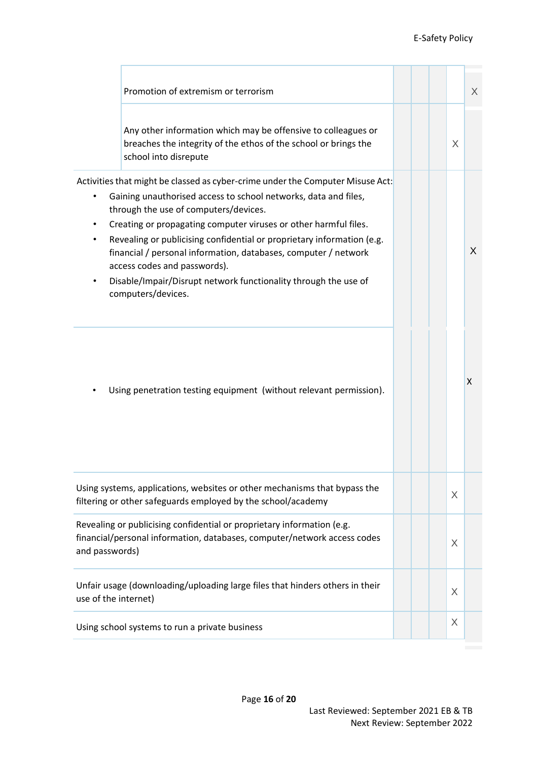| | | | | | |
|---|---|---|---|---|---|
| Promotion of extremism or terrorism | | | | | X |
| Any other information which may be offensive to colleagues or breaches the integrity of the ethos of the school or brings the school into disrepute | | | | X | |
| Activities that might be classed as cyber-crime under the Computer Misuse Act:<br>• Gaining unauthorised access to school networks, data and files, through the use of computers/devices.<br>• Creating or propagating computer viruses or other harmful files.<br>• Revealing or publicising confidential or proprietary information (e.g. financial / personal information, databases, computer / network access codes and passwords).<br>• Disable/Impair/Disrupt network functionality through the use of computers/devices. | | | | | X |
| • Using penetration testing equipment (without relevant permission). | | | | | X |
| Using systems, applications, websites or other mechanisms that bypass the filtering or other safeguards employed by the school/academy | | | | X | |
| Revealing or publicising confidential or proprietary information (e.g. financial/personal information, databases, computer/network access codes and passwords) | | | | X | |
| Unfair usage (downloading/uploading large files that hinders others in their use of the internet) | | | | X | |
| Using school systems to run a private business | | | | X | |

Last Reviewed: September 2021 EB & TB
Next Review: September 2022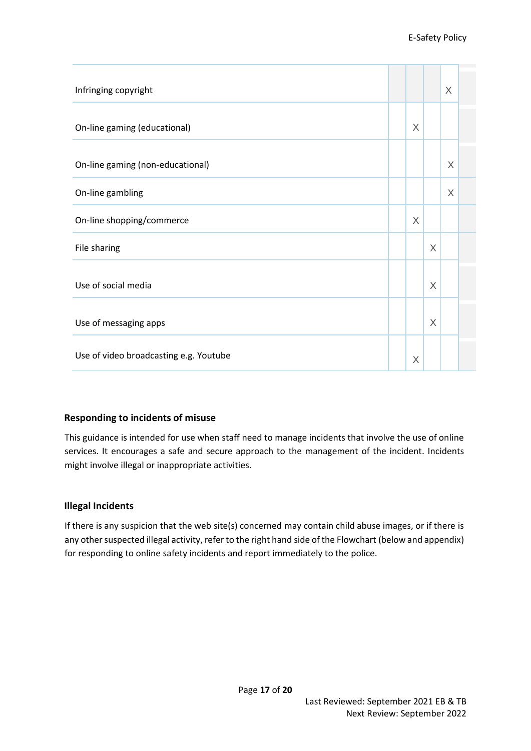| | | | | | |
|---|---|---|---|---|---|
| Infringing copyright | | | | X | |
| On-line gaming (educational) | | X | | | |
| On-line gaming (non-educational) | | | | X | |
| On-line gambling | | | | X | |
| On-line shopping/commerce | | X | | | |
| File sharing | | | X | | |
| Use of social media | | | X | | |
| Use of messaging apps | | | X | | |
| Use of video broadcasting e.g. Youtube | | X | | | |

### Responding to incidents of misuse

This guidance is intended for use when staff need to manage incidents that involve the use of online services. It encourages a safe and secure approach to the management of the incident. Incidents might involve illegal or inappropriate activities.

### Illegal Incidents

If there is any suspicion that the web site(s) concerned may contain child abuse images, or if there is any other suspected illegal activity, refer to the right hand side of the Flowchart (below and appendix) for responding to online safety incidents and report immediately to the police.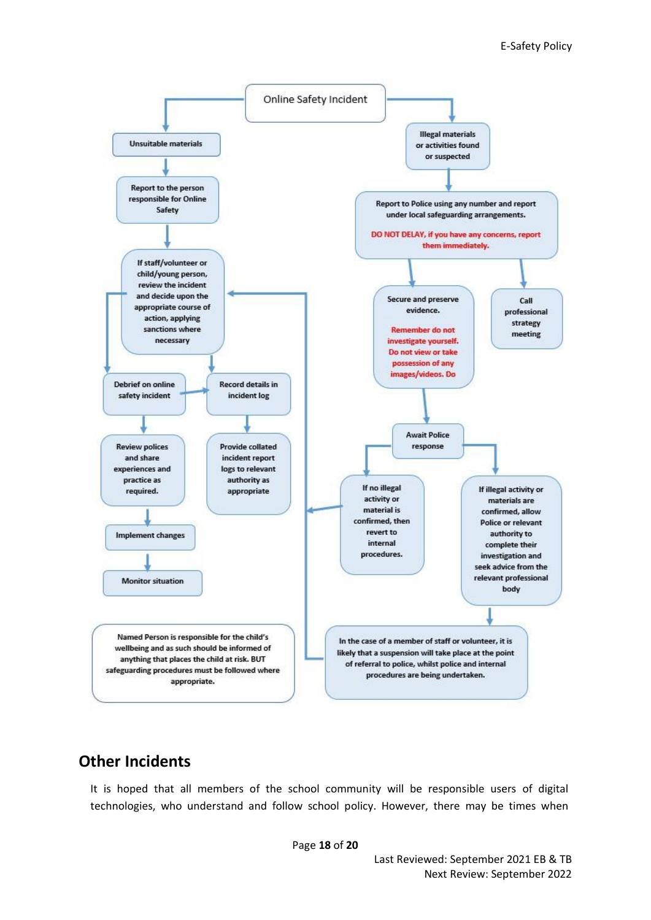Online Safety Incident

**Unsuitable materials**

- Report to the person responsible for Online Safety
- If staff/volunteer or child/young person, review the incident and decide upon the appropriate course of action, applying sanctions where necessary
- Debrief on online safety incident
- Record details in incident log
- Review polices and share experiences and practice as required.
- Provide collated incident report logs to relevant authority as appropriate
- Implement changes
- Monitor situation

**Illegal materials or activities found or suspected**

- Report to Police using any number and report under local safeguarding arrangements.

  DO NOT DELAY, if you have any concerns, report them immediately.

- Secure and preserve evidence.

  Remember do not investigate yourself. Do not view or take possession of any images/videos. Do

- Call professional strategy meeting
- Await Police response
- If no illegal activity or material is confirmed, then revert to internal procedures.
- If illegal activity or materials are confirmed, allow Police or relevant authority to complete their investigation and seek advice from the relevant professional body
- In the case of a member of staff or volunteer, it is likely that a suspension will take place at the point of referral to police, whilst police and internal procedures are being undertaken.

Named Person is responsible for the child's wellbeing and as such should be informed of anything that places the child at risk. BUT safeguarding procedures must be followed where appropriate.

## Other Incidents

It is hoped that all members of the school community will be responsible users of digital technologies, who understand and follow school policy. However, there may be times when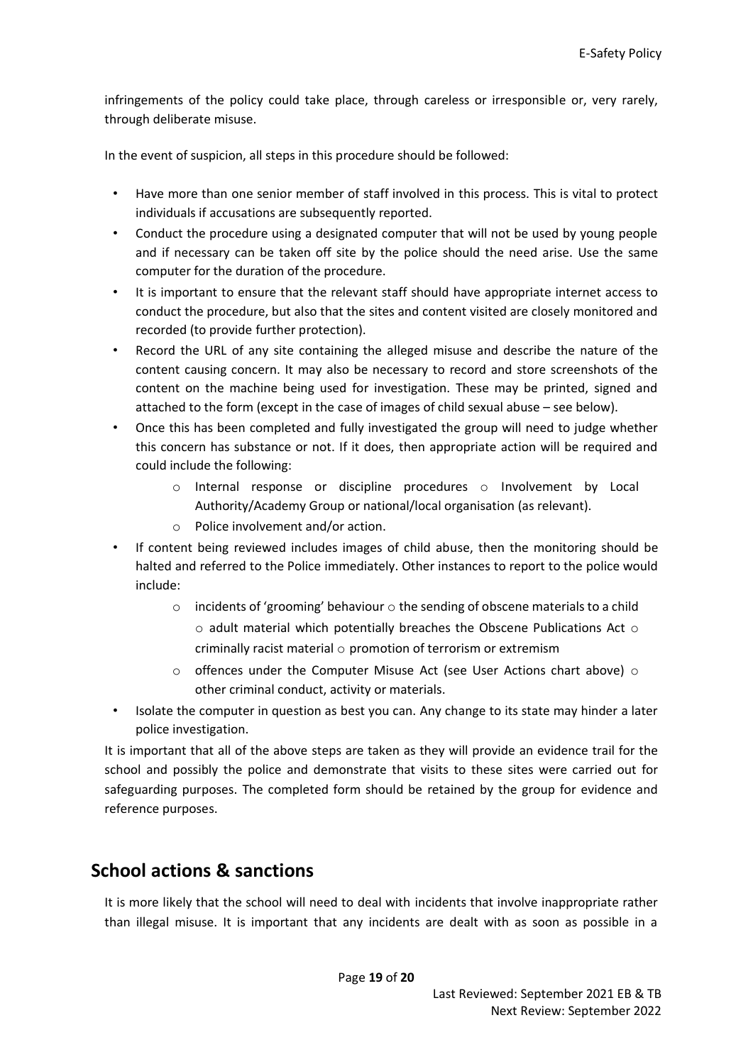infringements of the policy could take place, through careless or irresponsible or, very rarely, through deliberate misuse.

In the event of suspicion, all steps in this procedure should be followed:

- Have more than one senior member of staff involved in this process. This is vital to protect individuals if accusations are subsequently reported.
- Conduct the procedure using a designated computer that will not be used by young people and if necessary can be taken off site by the police should the need arise. Use the same computer for the duration of the procedure.
- It is important to ensure that the relevant staff should have appropriate internet access to conduct the procedure, but also that the sites and content visited are closely monitored and recorded (to provide further protection).
- Record the URL of any site containing the alleged misuse and describe the nature of the content causing concern. It may also be necessary to record and store screenshots of the content on the machine being used for investigation. These may be printed, signed and attached to the form (except in the case of images of child sexual abuse – see below).
- Once this has been completed and fully investigated the group will need to judge whether this concern has substance or not. If it does, then appropriate action will be required and could include the following:
    - Internal response or discipline procedures
    - Involvement by Local Authority/Academy Group or national/local organisation (as relevant).
    - Police involvement and/or action.
- If content being reviewed includes images of child abuse, then the monitoring should be halted and referred to the Police immediately. Other instances to report to the police would include:
    - incidents of 'grooming' behaviour
    - the sending of obscene materials to a child
    - adult material which potentially breaches the Obscene Publications Act
    - criminally racist material
    - promotion of terrorism or extremism
    - offences under the Computer Misuse Act (see User Actions chart above)
    - other criminal conduct, activity or materials.
- Isolate the computer in question as best you can. Any change to its state may hinder a later police investigation.

It is important that all of the above steps are taken as they will provide an evidence trail for the school and possibly the police and demonstrate that visits to these sites were carried out for safeguarding purposes. The completed form should be retained by the group for evidence and reference purposes.

## School actions & sanctions

It is more likely that the school will need to deal with incidents that involve inappropriate rather than illegal misuse. It is important that any incidents are dealt with as soon as possible in a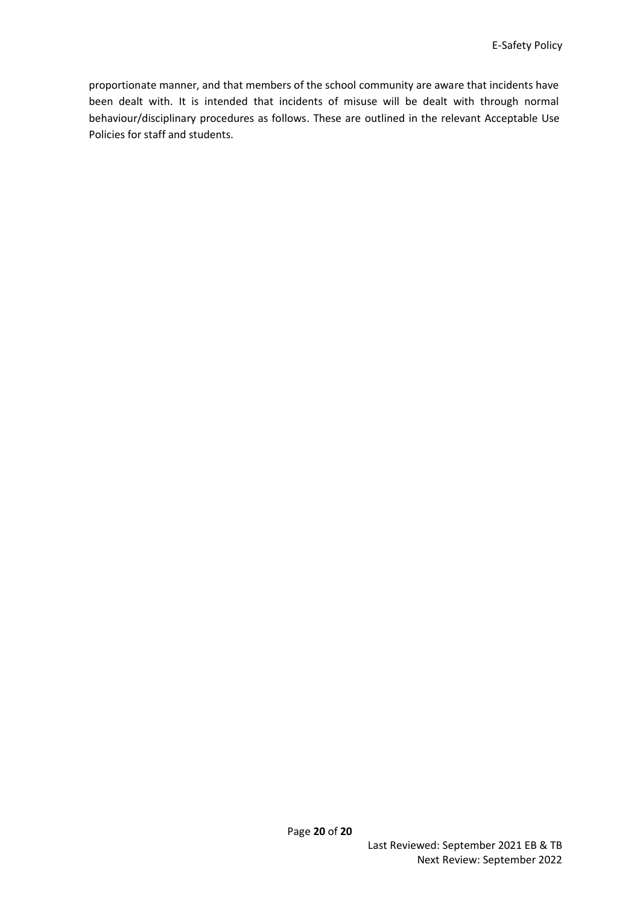proportionate manner, and that members of the school community are aware that incidents have been dealt with. It is intended that incidents of misuse will be dealt with through normal behaviour/disciplinary procedures as follows. These are outlined in the relevant Acceptable Use Policies for staff and students.

Last Reviewed: September 2021 EB & TB
Next Review: September 2022